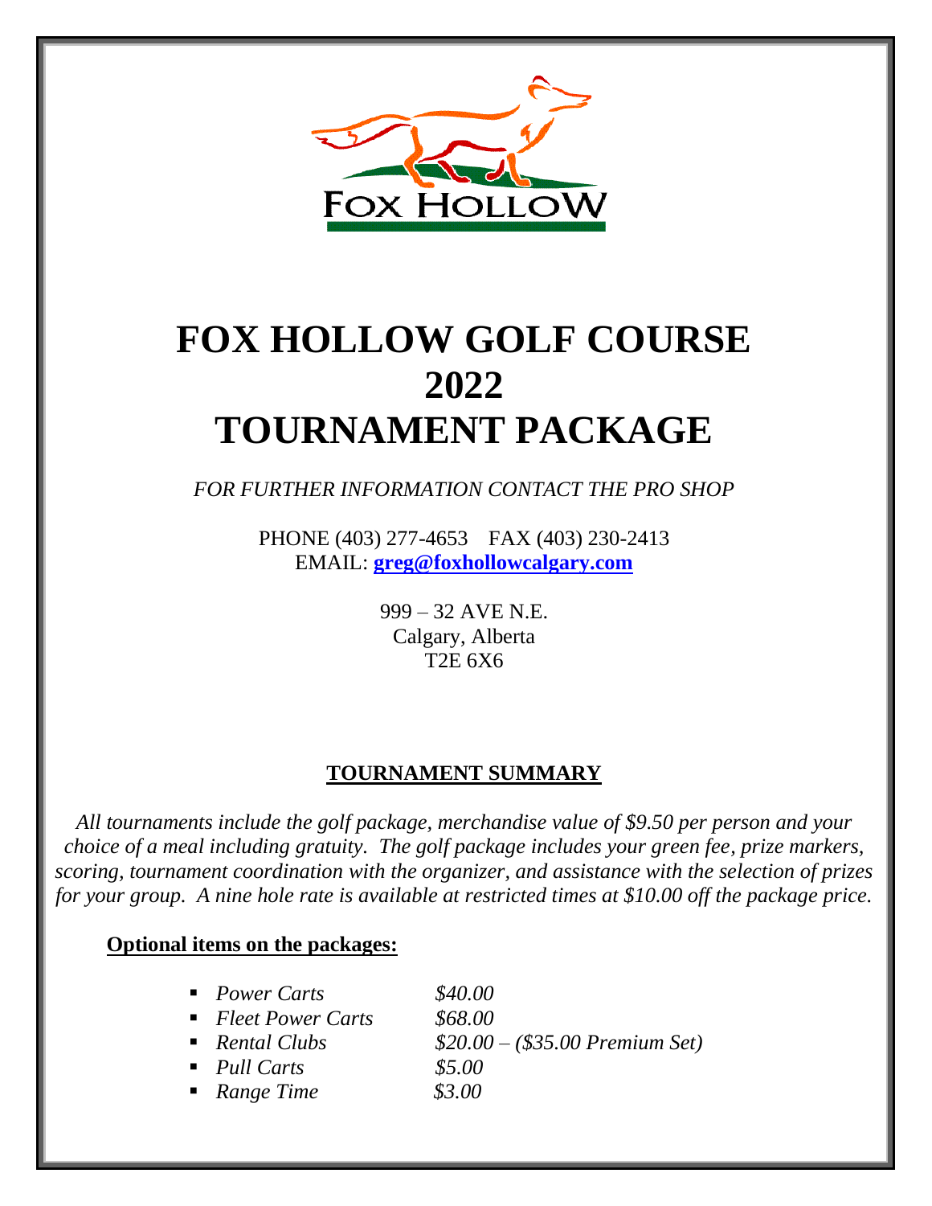FOX HOLLOW

# FOX HOLLOW GOLF COURSE 2022 TOURNAMENT PACKAGE

*FOR FURTHER INFORMATION CONTACT THE PRO SHOP*

PHONE (403) 277-4653 FAX (403) 230-2413
EMAIL: **greg@foxhollowcalgary.com**

999 – 32 AVE N.E.
Calgary, Alberta
T2E 6X6

## TOURNAMENT SUMMARY

*All tournaments include the golf package, merchandise value of $9.50 per person and your choice of a meal including gratuity. The golf package includes your green fee, prize markers, scoring, tournament coordination with the organizer, and assistance with the selection of prizes for your group. A nine hole rate is available at restricted times at $10.00 off the package price.*

**Optional items on the packages:**

- *Power Carts* *$40.00*
- *Fleet Power Carts* *$68.00*
- *Rental Clubs* *$20.00 – ($35.00 Premium Set)*
- *Pull Carts* *$5.00*
- *Range Time* *$3.00*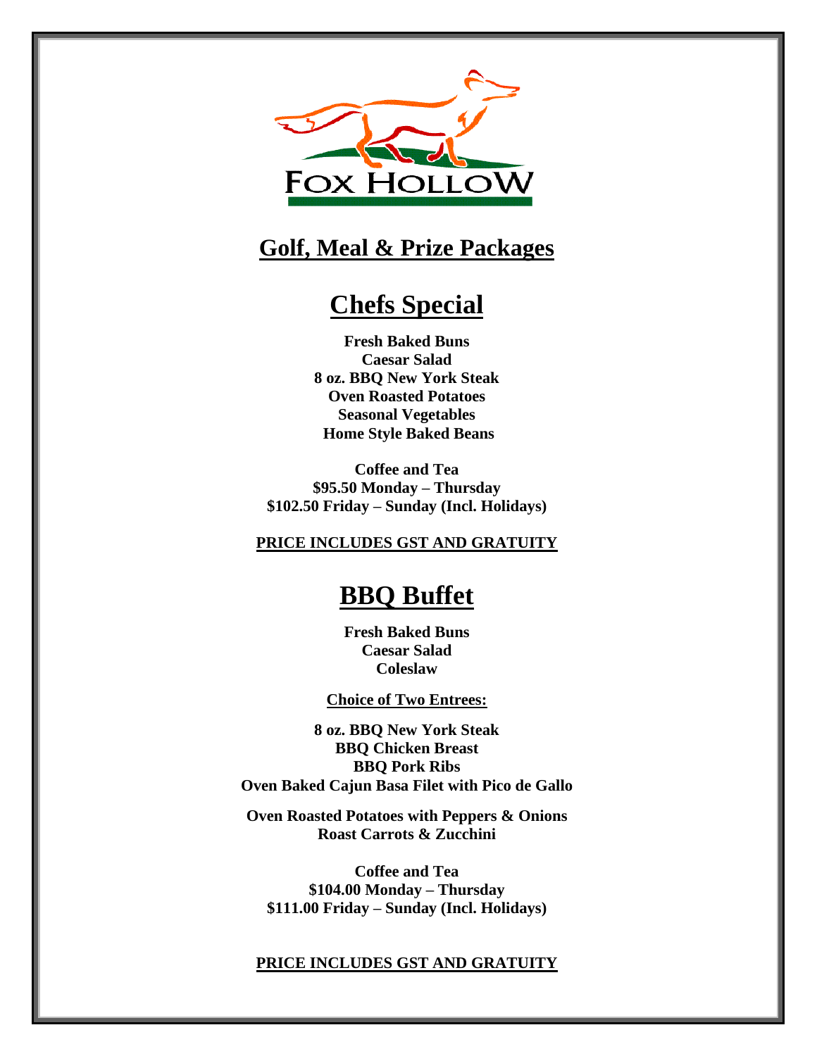FOX HOLLOW

# Golf, Meal & Prize Packages

## Chefs Special

**Fresh Baked Buns**
**Caesar Salad**
**8 oz. BBQ New York Steak**
**Oven Roasted Potatoes**
**Seasonal Vegetables**
**Home Style Baked Beans**

**Coffee and Tea**
**$95.50 Monday – Thursday**
**$102.50 Friday – Sunday (Incl. Holidays)**

**PRICE INCLUDES GST AND GRATUITY**

## BBQ Buffet

**Fresh Baked Buns**
**Caesar Salad**
**Coleslaw**

**Choice of Two Entrees:**

**8 oz. BBQ New York Steak**
**BBQ Chicken Breast**
**BBQ Pork Ribs**
**Oven Baked Cajun Basa Filet with Pico de Gallo**

**Oven Roasted Potatoes with Peppers & Onions**
**Roast Carrots & Zucchini**

**Coffee and Tea**
**$104.00 Monday – Thursday**
**$111.00 Friday – Sunday (Incl. Holidays)**

**PRICE INCLUDES GST AND GRATUITY**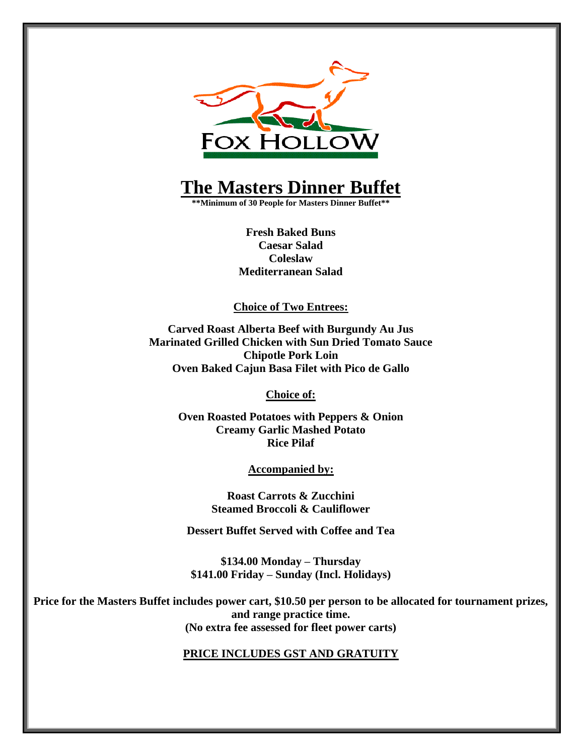FOX HOLLOW

# The Masters Dinner Buffet

**\*\*Minimum of 30 People for Masters Dinner Buffet\*\***

**Fresh Baked Buns**
**Caesar Salad**
**Coleslaw**
**Mediterranean Salad**

**Choice of Two Entrees:**

**Carved Roast Alberta Beef with Burgundy Au Jus**
**Marinated Grilled Chicken with Sun Dried Tomato Sauce**
**Chipotle Pork Loin**
**Oven Baked Cajun Basa Filet with Pico de Gallo**

**Choice of:**

**Oven Roasted Potatoes with Peppers & Onion**
**Creamy Garlic Mashed Potato**
**Rice Pilaf**

**Accompanied by:**

**Roast Carrots & Zucchini**
**Steamed Broccoli & Cauliflower**

**Dessert Buffet Served with Coffee and Tea**

**$134.00 Monday – Thursday**
**$141.00 Friday – Sunday (Incl. Holidays)**

**Price for the Masters Buffet includes power cart, $10.50 per person to be allocated for tournament prizes, and range practice time.**
**(No extra fee assessed for fleet power carts)**

**PRICE INCLUDES GST AND GRATUITY**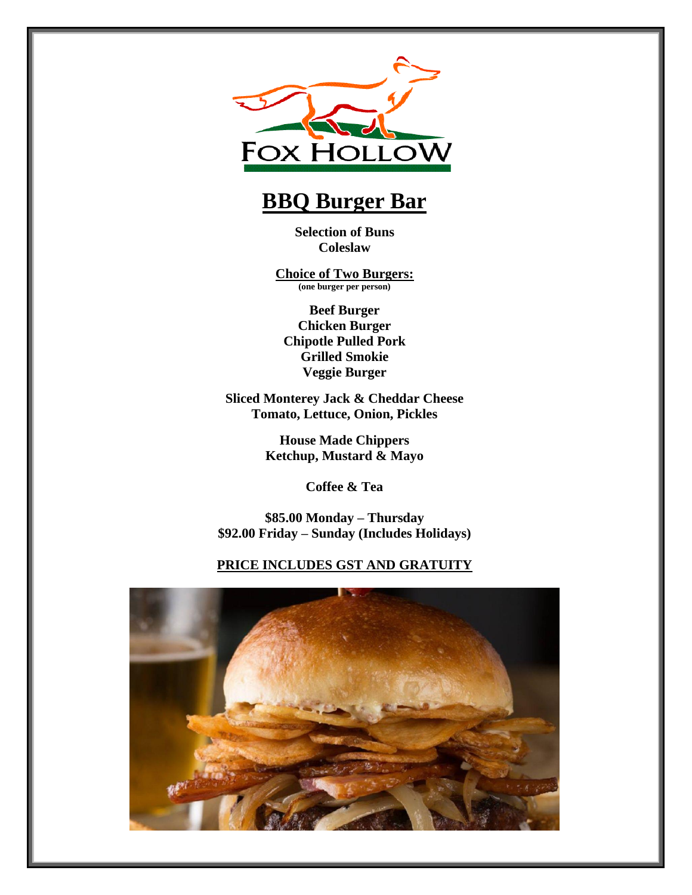FOX HOLLOW

# BBQ Burger Bar

**Selection of Buns**
**Coleslaw**

**Choice of Two Burgers:**
**(one burger per person)**

**Beef Burger**
**Chicken Burger**
**Chipotle Pulled Pork**
**Grilled Smokie**
**Veggie Burger**

**Sliced Monterey Jack & Cheddar Cheese**
**Tomato, Lettuce, Onion, Pickles**

**House Made Chippers**
**Ketchup, Mustard & Mayo**

**Coffee & Tea**

**$85.00 Monday – Thursday**
**$92.00 Friday – Sunday (Includes Holidays)**

**PRICE INCLUDES GST AND GRATUITY**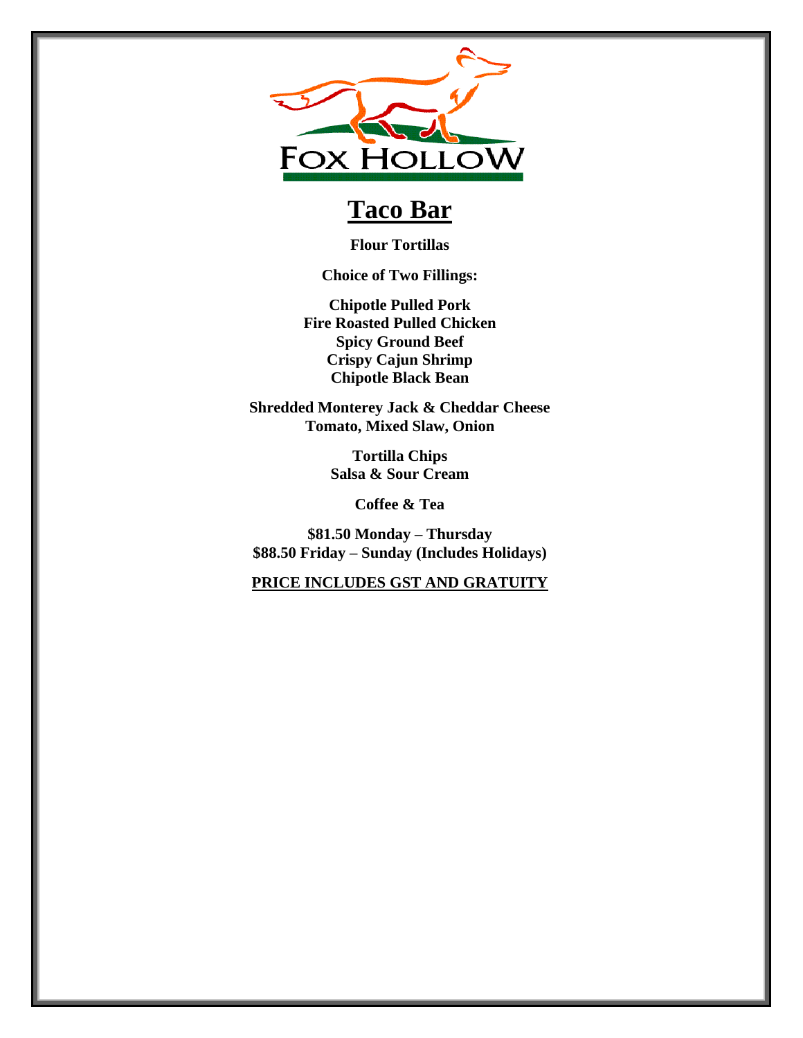# Taco Bar

**Flour Tortillas**

**Choice of Two Fillings:**

**Chipotle Pulled Pork**
**Fire Roasted Pulled Chicken**
**Spicy Ground Beef**
**Crispy Cajun Shrimp**
**Chipotle Black Bean**

**Shredded Monterey Jack & Cheddar Cheese**
**Tomato, Mixed Slaw, Onion**

**Tortilla Chips**
**Salsa & Sour Cream**

**Coffee & Tea**

**$81.50 Monday – Thursday**
**$88.50 Friday – Sunday (Includes Holidays)**

**PRICE INCLUDES GST AND GRATUITY**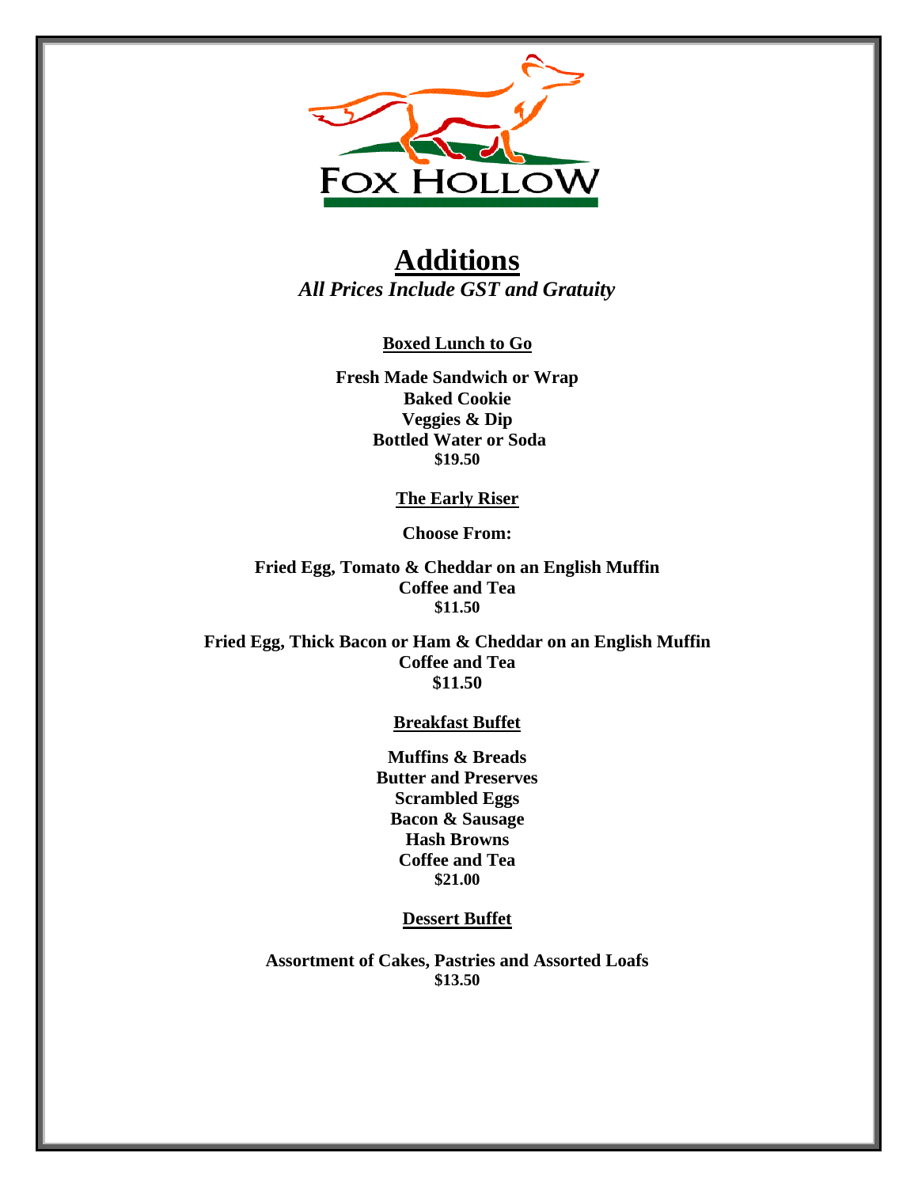FOX HOLLOW

# Additions

*All Prices Include GST and Gratuity*

**Boxed Lunch to Go**

**Fresh Made Sandwich or Wrap**
**Baked Cookie**
**Veggies & Dip**
**Bottled Water or Soda**
**$19.50**

**The Early Riser**

**Choose From:**

**Fried Egg, Tomato & Cheddar on an English Muffin**
**Coffee and Tea**
**$11.50**

**Fried Egg, Thick Bacon or Ham & Cheddar on an English Muffin**
**Coffee and Tea**
**$11.50**

**Breakfast Buffet**

**Muffins & Breads**
**Butter and Preserves**
**Scrambled Eggs**
**Bacon & Sausage**
**Hash Browns**
**Coffee and Tea**
**$21.00**

**Dessert Buffet**

**Assortment of Cakes, Pastries and Assorted Loafs**
**$13.50**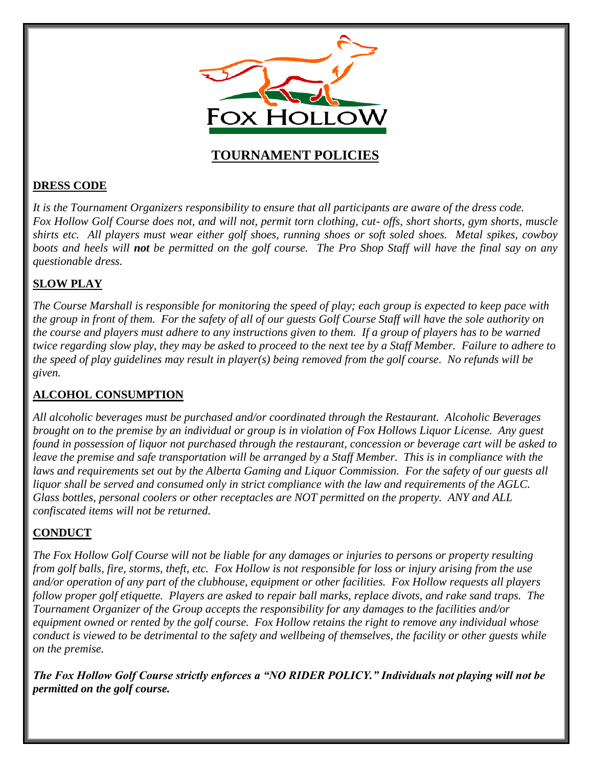FOX HOLLOW

# TOURNAMENT POLICIES

## DRESS CODE

*It is the Tournament Organizers responsibility to ensure that all participants are aware of the dress code. Fox Hollow Golf Course does not, and will not, permit torn clothing, cut- offs, short shorts, gym shorts, muscle shirts etc. All players must wear either golf shoes, running shoes or soft soled shoes. Metal spikes, cowboy boots and heels will **not** be permitted on the golf course. The Pro Shop Staff will have the final say on any questionable dress.*

## SLOW PLAY

*The Course Marshall is responsible for monitoring the speed of play; each group is expected to keep pace with the group in front of them. For the safety of all of our guests Golf Course Staff will have the sole authority on the course and players must adhere to any instructions given to them. If a group of players has to be warned twice regarding slow play, they may be asked to proceed to the next tee by a Staff Member. Failure to adhere to the speed of play guidelines may result in player(s) being removed from the golf course. No refunds will be given.*

## ALCOHOL CONSUMPTION

*All alcoholic beverages must be purchased and/or coordinated through the Restaurant. Alcoholic Beverages brought on to the premise by an individual or group is in violation of Fox Hollows Liquor License. Any guest found in possession of liquor not purchased through the restaurant, concession or beverage cart will be asked to leave the premise and safe transportation will be arranged by a Staff Member. This is in compliance with the laws and requirements set out by the Alberta Gaming and Liquor Commission. For the safety of our guests all liquor shall be served and consumed only in strict compliance with the law and requirements of the AGLC. Glass bottles, personal coolers or other receptacles are NOT permitted on the property. ANY and ALL confiscated items will not be returned.*

## CONDUCT

*The Fox Hollow Golf Course will not be liable for any damages or injuries to persons or property resulting from golf balls, fire, storms, theft, etc. Fox Hollow is not responsible for loss or injury arising from the use and/or operation of any part of the clubhouse, equipment or other facilities. Fox Hollow requests all players follow proper golf etiquette. Players are asked to repair ball marks, replace divots, and rake sand traps. The Tournament Organizer of the Group accepts the responsibility for any damages to the facilities and/or equipment owned or rented by the golf course. Fox Hollow retains the right to remove any individual whose conduct is viewed to be detrimental to the safety and wellbeing of themselves, the facility or other guests while on the premise.*

***The Fox Hollow Golf Course strictly enforces a "NO RIDER POLICY." Individuals not playing will not be permitted on the golf course.***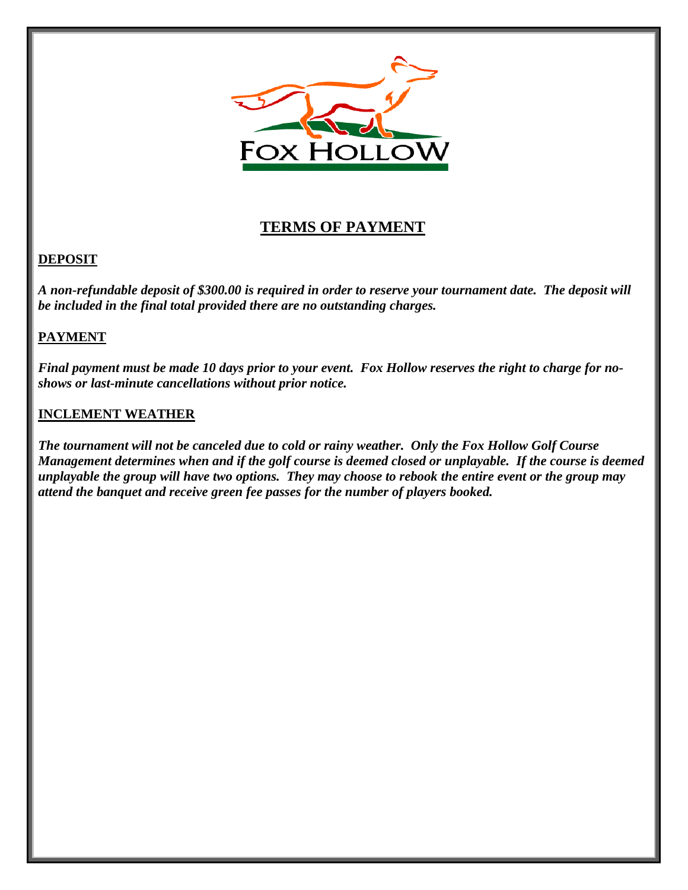FOX HOLLOW

# TERMS OF PAYMENT

## DEPOSIT

***A non-refundable deposit of $300.00 is required in order to reserve your tournament date. The deposit will be included in the final total provided there are no outstanding charges.***

## PAYMENT

***Final payment must be made 10 days prior to your event. Fox Hollow reserves the right to charge for no-shows or last-minute cancellations without prior notice.***

## INCLEMENT WEATHER

***The tournament will not be canceled due to cold or rainy weather. Only the Fox Hollow Golf Course Management determines when and if the golf course is deemed closed or unplayable. If the course is deemed unplayable the group will have two options. They may choose to rebook the entire event or the group may attend the banquet and receive green fee passes for the number of players booked.***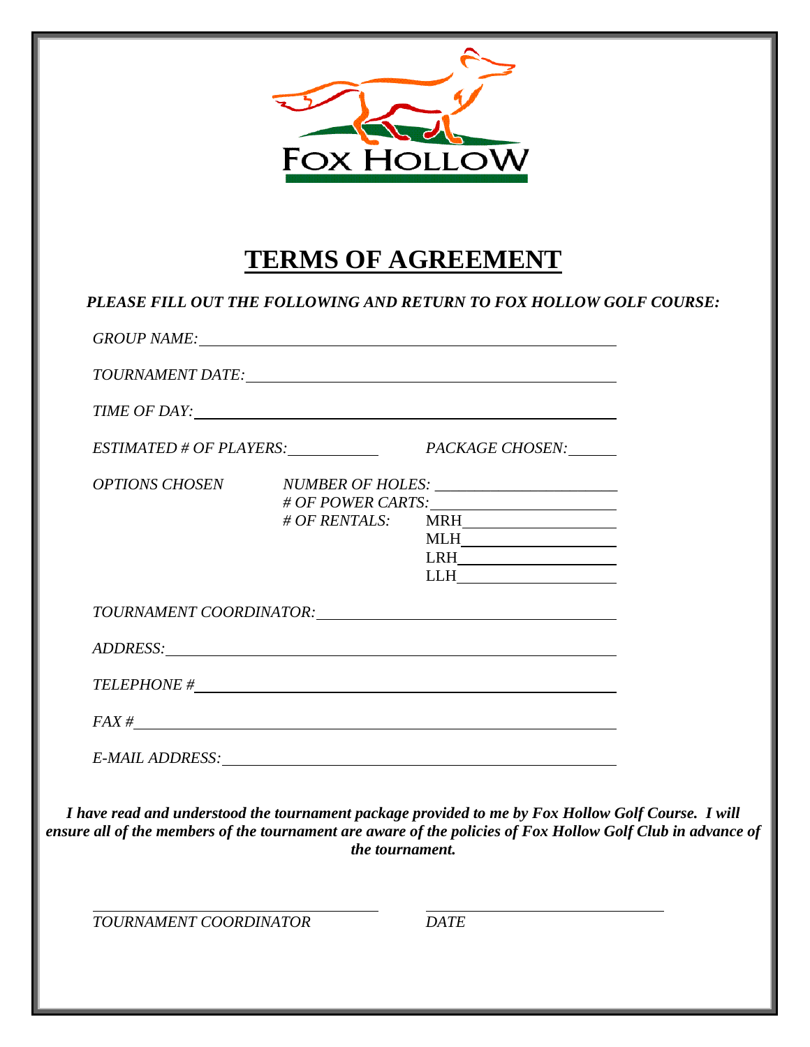FOX HOLLOW

# TERMS OF AGREEMENT

***PLEASE FILL OUT THE FOLLOWING AND RETURN TO FOX HOLLOW GOLF COURSE:***

*GROUP NAME:* ______________________________

*TOURNAMENT DATE:* ______________________________

*TIME OF DAY:* ______________________________

*ESTIMATED # OF PLAYERS:* __________ *PACKAGE CHOSEN:* ______

*OPTIONS CHOSEN*

*NUMBER OF HOLES:* ______________

*# OF POWER CARTS:* ______________

*# OF RENTALS:*

MRH ______________

MLH ______________

LRH ______________

LLH ______________

*TOURNAMENT COORDINATOR:* ______________________________

*ADDRESS:* ______________________________

*TELEPHONE #* ______________________________

*FAX #* ______________________________

*E-MAIL ADDRESS:* ______________________________

***I have read and understood the tournament package provided to me by Fox Hollow Golf Course. I will ensure all of the members of the tournament are aware of the policies of Fox Hollow Golf Club in advance of the tournament.***

______________________________ ______________________________

*TOURNAMENT COORDINATOR* *DATE*